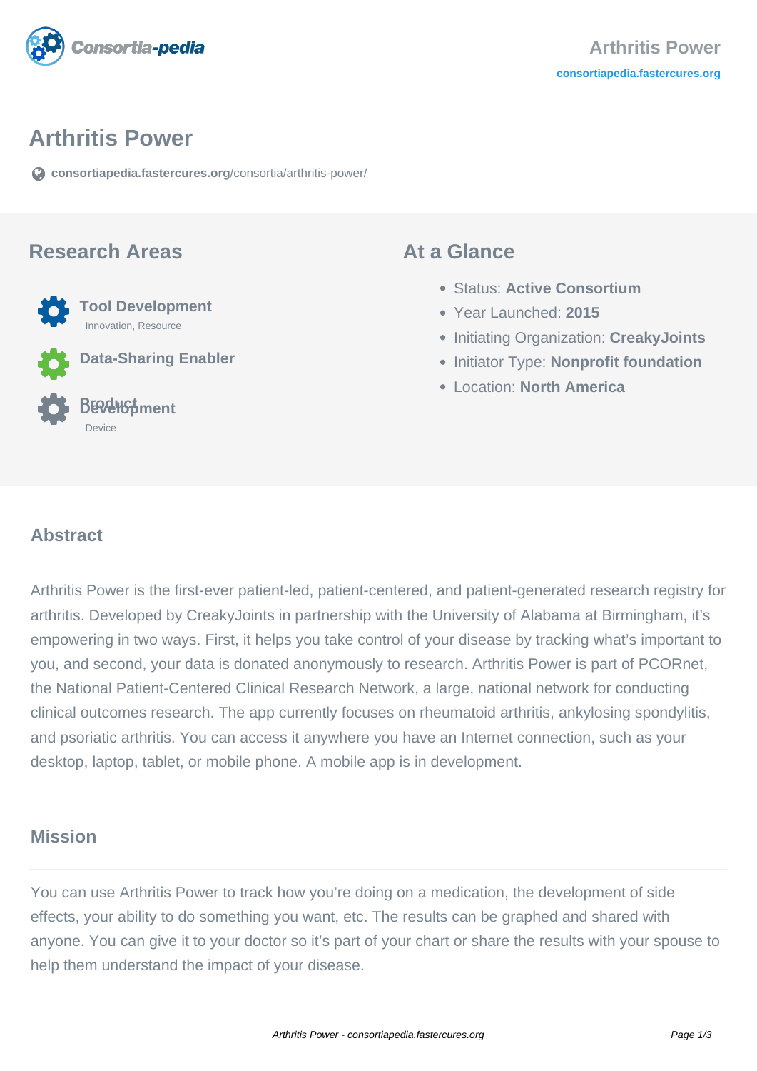# Arthritis Power

consortiapedia.fastercures.org/consortia/arthritis-power/

## Research Areas

**Tool Development**
Innovation, Resource

**Data-Sharing Enabler**

**Product Development**
Device

## At a Glance

- Status: **Active Consortium**
- Year Launched: **2015**
- Initiating Organization: **CreakyJoints**
- Initiator Type: **Nonprofit foundation**
- Location: **North America**

## Abstract

Arthritis Power is the first-ever patient-led, patient-centered, and patient-generated research registry for arthritis. Developed by CreakyJoints in partnership with the University of Alabama at Birmingham, it's empowering in two ways. First, it helps you take control of your disease by tracking what's important to you, and second, your data is donated anonymously to research. Arthritis Power is part of PCORnet, the National Patient-Centered Clinical Research Network, a large, national network for conducting clinical outcomes research. The app currently focuses on rheumatoid arthritis, ankylosing spondylitis, and psoriatic arthritis. You can access it anywhere you have an Internet connection, such as your desktop, laptop, tablet, or mobile phone. A mobile app is in development.

## Mission

You can use Arthritis Power to track how you're doing on a medication, the development of side effects, your ability to do something you want, etc. The results can be graphed and shared with anyone. You can give it to your doctor so it's part of your chart or share the results with your spouse to help them understand the impact of your disease.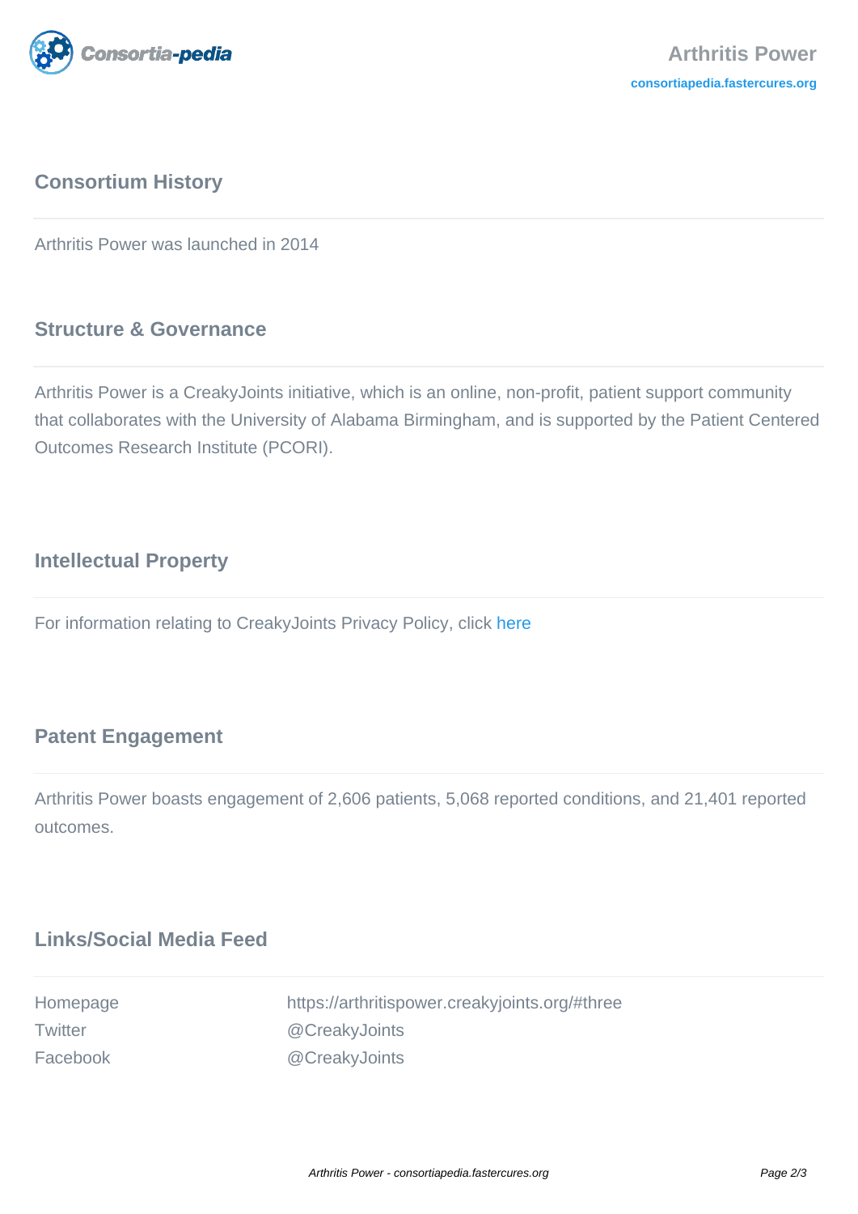## Consortium History

Arthritis Power was launched in 2014

## Structure & Governance

Arthritis Power is a CreakyJoints initiative, which is an online, non-profit, patient support community that collaborates with the University of Alabama Birmingham, and is supported by the Patient Centered Outcomes Research Institute (PCORI).

## Intellectual Property

For information relating to CreakyJoints Privacy Policy, click here

## Patent Engagement

Arthritis Power boasts engagement of 2,606 patients, 5,068 reported conditions, and 21,401 reported outcomes.

## Links/Social Media Feed

| | |
|---|---|
| Homepage | https://arthritispower.creakyjoints.org/#three |
| Twitter | @CreakyJoints |
| Facebook | @CreakyJoints |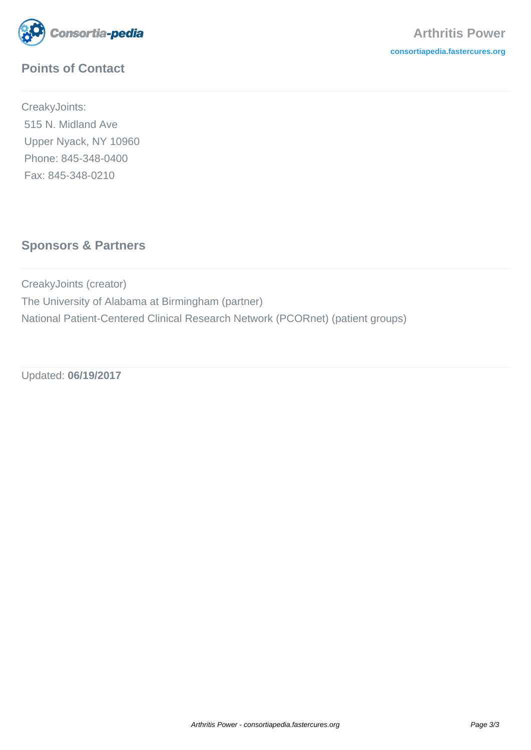## Points of Contact

CreakyJoints:
515 N. Midland Ave
Upper Nyack, NY 10960
Phone: 845-348-0400
Fax: 845-348-0210

## Sponsors & Partners

CreakyJoints (creator)
The University of Alabama at Birmingham (partner)
National Patient-Centered Clinical Research Network (PCORnet) (patient groups)

Updated: **06/19/2017**